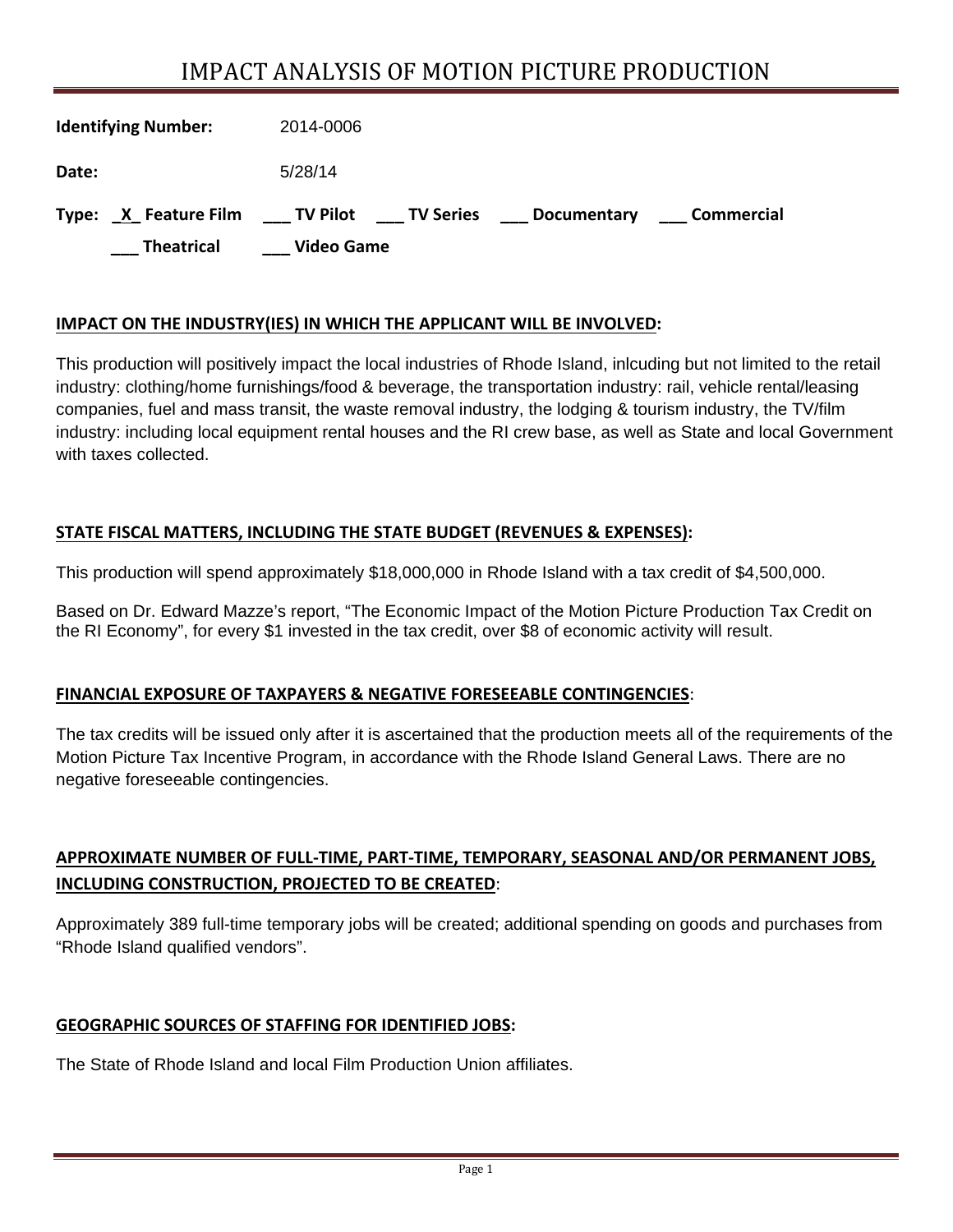# IMPACT ANALYSIS OF MOTION PICTURE PRODUCTION

**Identifying Number:** 2014-0006

**Date:** 5/28/14

**Type:** _X_ **Feature Film** ___ **TV Pilot** ___ **TV Series** ___ **Documentary** ___ **Commercial** ___ **Theatrical** ___ **Video Game**

## IMPACT ON THE INDUSTRY(IES) IN WHICH THE APPLICANT WILL BE INVOLVED:

This production will positively impact the local industries of Rhode Island, inlcuding but not limited to the retail industry: clothing/home furnishings/food & beverage, the transportation industry: rail, vehicle rental/leasing companies, fuel and mass transit, the waste removal industry, the lodging & tourism industry, the TV/film industry: including local equipment rental houses and the RI crew base, as well as State and local Government with taxes collected.

## STATE FISCAL MATTERS, INCLUDING THE STATE BUDGET (REVENUES & EXPENSES):

This production will spend approximately $18,000,000 in Rhode Island with a tax credit of $4,500,000.

Based on Dr. Edward Mazze's report, "The Economic Impact of the Motion Picture Production Tax Credit on the RI Economy", for every $1 invested in the tax credit, over $8 of economic activity will result.

## FINANCIAL EXPOSURE OF TAXPAYERS & NEGATIVE FORESEEABLE CONTINGENCIES:

The tax credits will be issued only after it is ascertained that the production meets all of the requirements of the Motion Picture Tax Incentive Program, in accordance with the Rhode Island General Laws. There are no negative foreseeable contingencies.

## APPROXIMATE NUMBER OF FULL-TIME, PART-TIME, TEMPORARY, SEASONAL AND/OR PERMANENT JOBS, INCLUDING CONSTRUCTION, PROJECTED TO BE CREATED:

Approximately 389 full-time temporary jobs will be created; additional spending on goods and purchases from "Rhode Island qualified vendors".

## GEOGRAPHIC SOURCES OF STAFFING FOR IDENTIFIED JOBS:

The State of Rhode Island and local Film Production Union affiliates.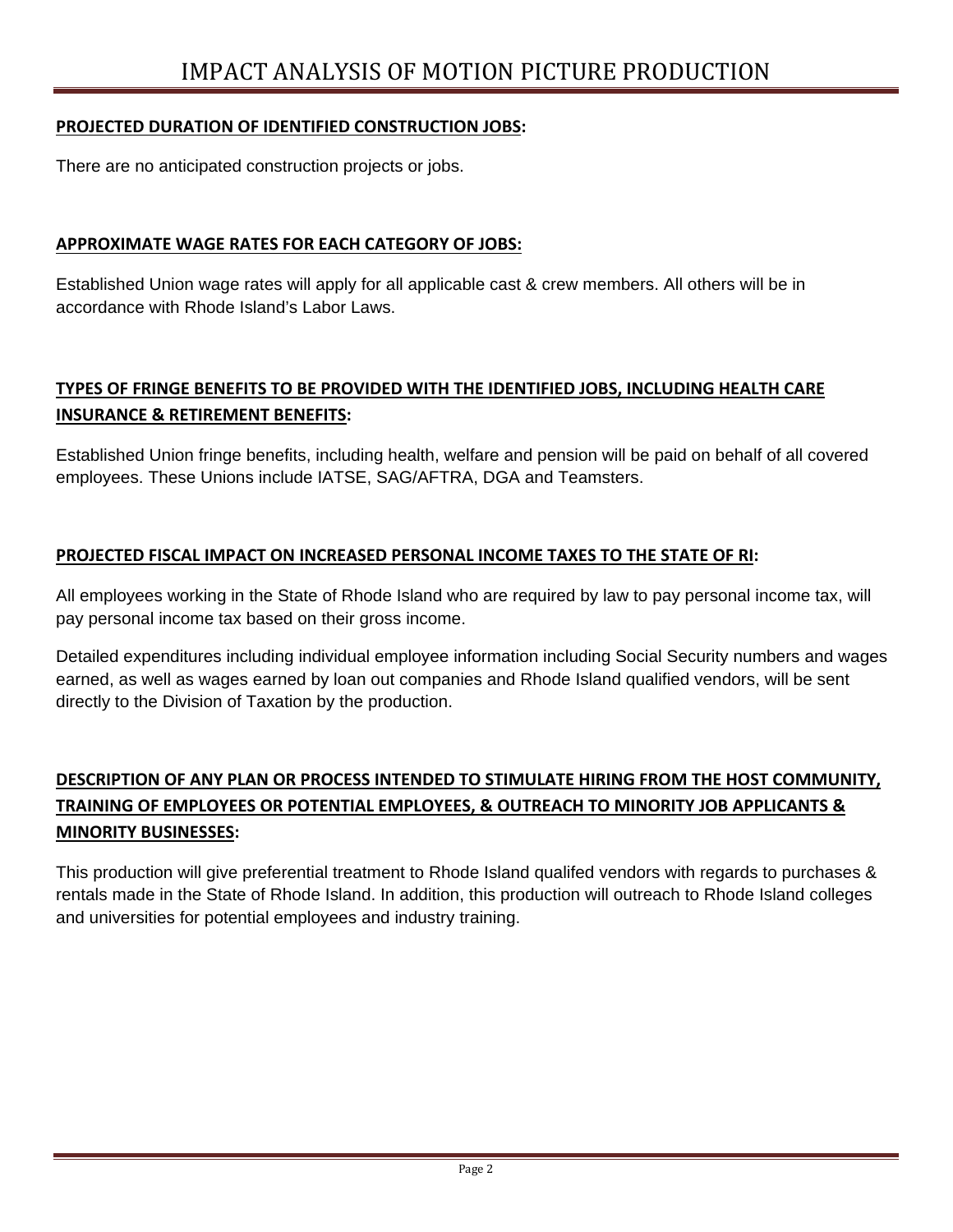**PROJECTED DURATION OF IDENTIFIED CONSTRUCTION JOBS:**

There are no anticipated construction projects or jobs.

**APPROXIMATE WAGE RATES FOR EACH CATEGORY OF JOBS:**

Established Union wage rates will apply for all applicable cast & crew members. All others will be in accordance with Rhode Island's Labor Laws.

**TYPES OF FRINGE BENEFITS TO BE PROVIDED WITH THE IDENTIFIED JOBS, INCLUDING HEALTH CARE INSURANCE & RETIREMENT BENEFITS:**

Established Union fringe benefits, including health, welfare and pension will be paid on behalf of all covered employees. These Unions include IATSE, SAG/AFTRA, DGA and Teamsters.

**PROJECTED FISCAL IMPACT ON INCREASED PERSONAL INCOME TAXES TO THE STATE OF RI:**

All employees working in the State of Rhode Island who are required by law to pay personal income tax, will pay personal income tax based on their gross income.

Detailed expenditures including individual employee information including Social Security numbers and wages earned, as well as wages earned by loan out companies and Rhode Island qualified vendors, will be sent directly to the Division of Taxation by the production.

**DESCRIPTION OF ANY PLAN OR PROCESS INTENDED TO STIMULATE HIRING FROM THE HOST COMMUNITY, TRAINING OF EMPLOYEES OR POTENTIAL EMPLOYEES, & OUTREACH TO MINORITY JOB APPLICANTS & MINORITY BUSINESSES:**

This production will give preferential treatment to Rhode Island qualifed vendors with regards to purchases & rentals made in the State of Rhode Island. In addition, this production will outreach to Rhode Island colleges and universities for potential employees and industry training.